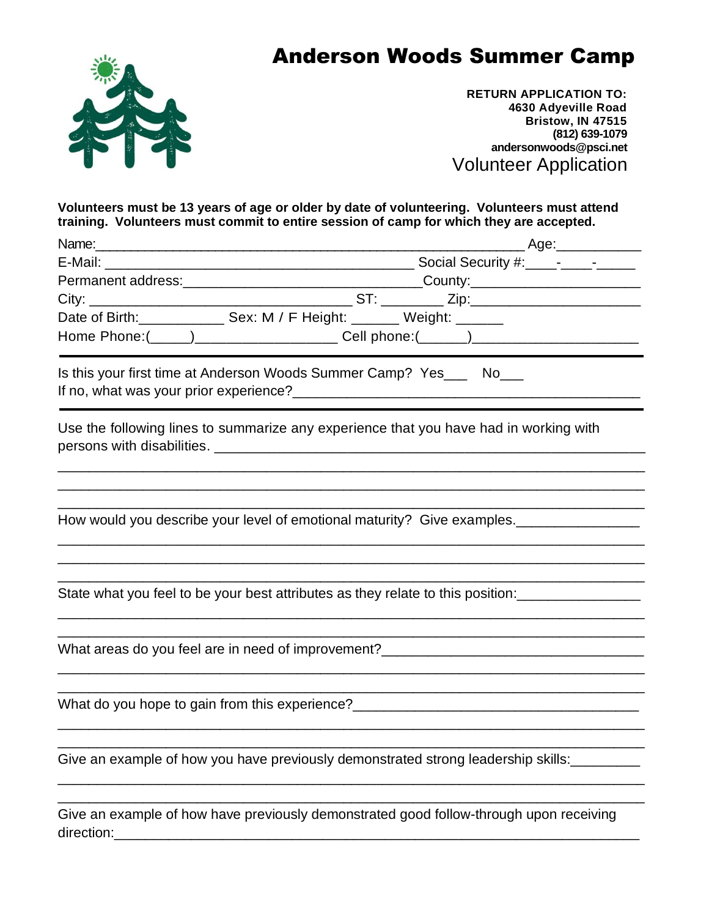# Anderson Woods Summer Camp

**RETURN APPLICATION TO:**
**4630 Adyeville Road**
**Bristow, IN 47515**
**(812) 639-1079**
**andersonwoods@psci.net**

## Volunteer Application

**Volunteers must be 13 years of age or older by date of volunteering. Volunteers must attend training. Volunteers must commit to entire session of camp for which they are accepted.**

Name:____________________________________________________________ Age:___________

E-Mail: ___________________________________________ Social Security #:____-____-_____

Permanent address:________________________________County:______________________

City: ___________________________________ ST: ________ Zip:______________________

Date of Birth:___________ Sex: M / F Height: ______ Weight: ______

Home Phone:(_____)__________________ Cell phone:(______)_____________________

---

Is this your first time at Anderson Woods Summer Camp? Yes___ No___

If no, what was your prior experience?____________________________________________

---

Use the following lines to summarize any experience that you have had in working with persons with disabilities. ________________________________________________________

_____________________________________________________________________________

_____________________________________________________________________________

_____________________________________________________________________________

How would you describe your level of emotional maturity? Give examples.________________

_____________________________________________________________________________

_____________________________________________________________________________

_____________________________________________________________________________

State what you feel to be your best attributes as they relate to this position:________________

_____________________________________________________________________________

_____________________________________________________________________________

What areas do you feel are in need of improvement?__________________________________

_____________________________________________________________________________

_____________________________________________________________________________

What do you hope to gain from this experience?_____________________________________

_____________________________________________________________________________

_____________________________________________________________________________

Give an example of how you have previously demonstrated strong leadership skills:_________

_____________________________________________________________________________

_____________________________________________________________________________

Give an example of how have previously demonstrated good follow-through upon receiving direction:_______________________________________________________________________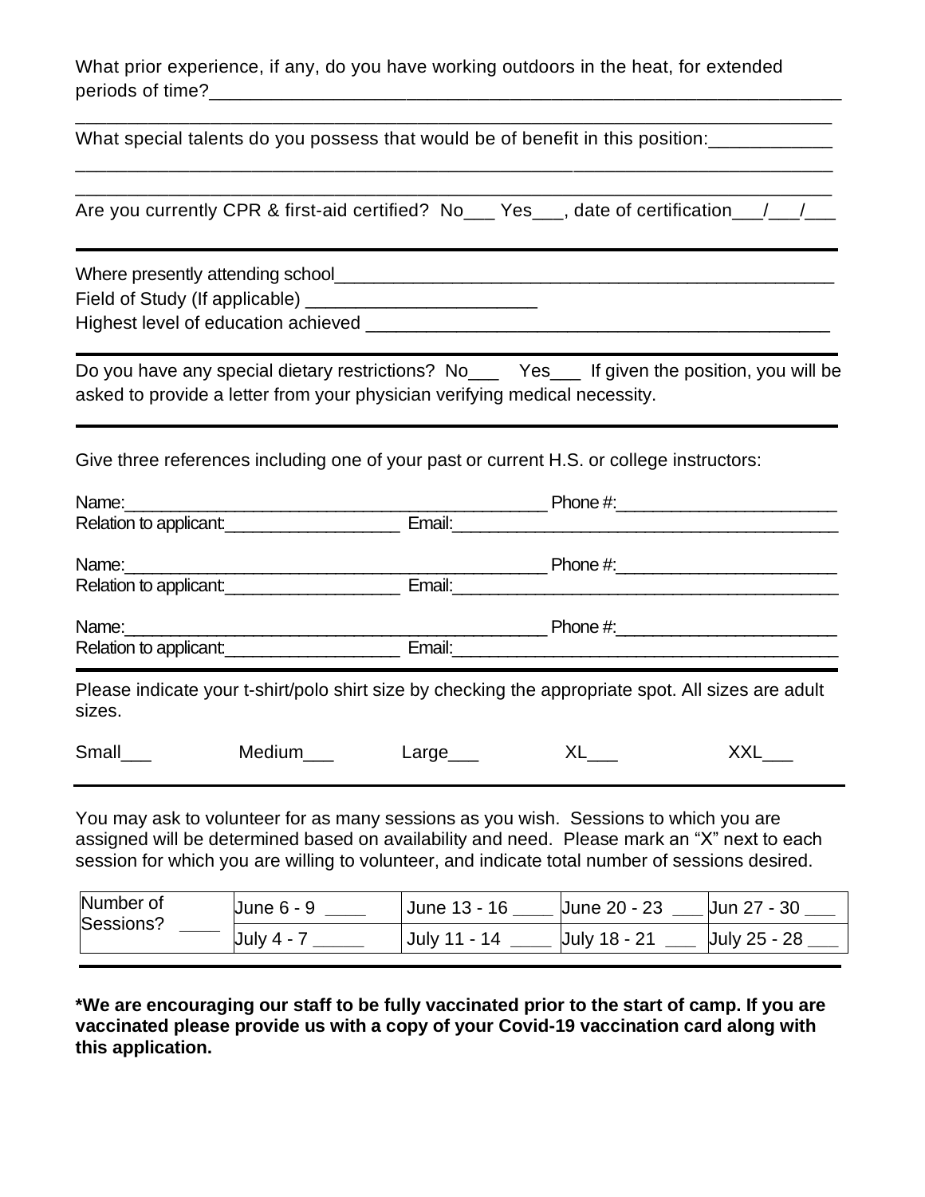What prior experience, if any, do you have working outdoors in the heat, for extended periods of time?___________________________________________________________________

_____________________________________________________________________________

What special talents do you possess that would be of benefit in this position:____________

_____________________________________________________________________________

_____________________________________________________________________________

Are you currently CPR & first-aid certified? No___ Yes___, date of certification___/___/___

---

Where presently attending school___________________________________________________

Field of Study (If applicable) _______________________

Highest level of education achieved ______________________________________________

---

Do you have any special dietary restrictions? No___ Yes___ If given the position, you will be asked to provide a letter from your physician verifying medical necessity.

---

Give three references including one of your past or current H.S. or college instructors:

Name:____________________________________________ Phone #:______________________

Relation to applicant:__________________ Email:______________________________________

Name:____________________________________________ Phone #:______________________

Relation to applicant:__________________ Email:______________________________________

Name:____________________________________________ Phone #:______________________

Relation to applicant:__________________ Email:______________________________________

---

Please indicate your t-shirt/polo shirt size by checking the appropriate spot. All sizes are adult sizes.

Small___ Medium___ Large___ XL___ XXL___

---

You may ask to volunteer for as many sessions as you wish. Sessions to which you are assigned will be determined based on availability and need. Please mark an "X" next to each session for which you are willing to volunteer, and indicate total number of sessions desired.

| Number of Sessions? ____ | June 6 - 9 ____ | June 13 - 16 ____ | June 20 - 23 ___ | Jun 27 - 30 ___ |
|---|---|---|---|---|
| | July 4 - 7 _____ | July 11 - 14 ____ | July 18 - 21 ___ | July 25 - 28 ___ |

---

**\*We are encouraging our staff to be fully vaccinated prior to the start of camp. If you are vaccinated please provide us with a copy of your Covid-19 vaccination card along with this application.**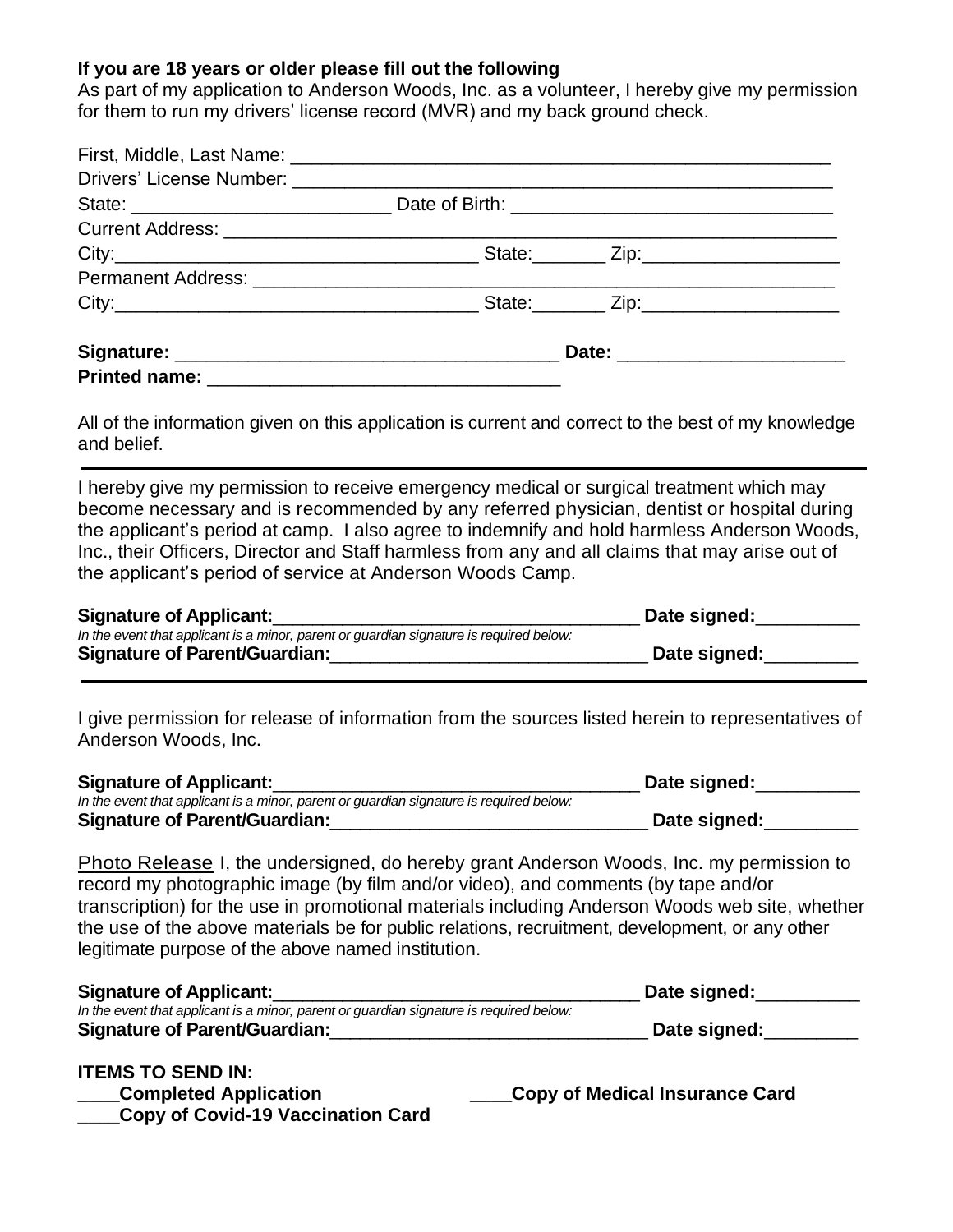**If you are 18 years or older please fill out the following**

As part of my application to Anderson Woods, Inc. as a volunteer, I hereby give my permission for them to run my drivers' license record (MVR) and my back ground check.

First, Middle, Last Name: ______________________________________________________

Drivers' License Number: ______________________________________________________

State: __________________________ Date of Birth: ________________________________

Current Address: ____________________________________________________________

City:____________________________________ State:_______ Zip:___________________

Permanent Address: __________________________________________________________

City:____________________________________ State:_______ Zip:___________________

**Signature:** _____________________________________ **Date:** _____________________

**Printed name:** _________________________________

All of the information given on this application is current and correct to the best of my knowledge and belief.

---

I hereby give my permission to receive emergency medical or surgical treatment which may become necessary and is recommended by any referred physician, dentist or hospital during the applicant's period at camp. I also agree to indemnify and hold harmless Anderson Woods, Inc., their Officers, Director and Staff harmless from any and all claims that may arise out of the applicant's period of service at Anderson Woods Camp.

**Signature of Applicant:**____________________________________ **Date signed:**__________

*In the event that applicant is a minor, parent or guardian signature is required below:*

**Signature of Parent/Guardian:**_______________________________ **Date signed:**_________

---

I give permission for release of information from the sources listed herein to representatives of Anderson Woods, Inc.

**Signature of Applicant:**____________________________________ **Date signed:**__________

*In the event that applicant is a minor, parent or guardian signature is required below:*

**Signature of Parent/Guardian:**_______________________________ **Date signed:**_________

Photo Release I, the undersigned, do hereby grant Anderson Woods, Inc. my permission to record my photographic image (by film and/or video), and comments (by tape and/or transcription) for the use in promotional materials including Anderson Woods web site, whether the use of the above materials be for public relations, recruitment, development, or any other legitimate purpose of the above named institution.

**Signature of Applicant:**____________________________________ **Date signed:**__________

*In the event that applicant is a minor, parent or guardian signature is required below:*

**Signature of Parent/Guardian:**_______________________________ **Date signed:**_________

**ITEMS TO SEND IN:**

**____Completed Application**

**____Copy of Medical Insurance Card**

**____Copy of Covid-19 Vaccination Card**